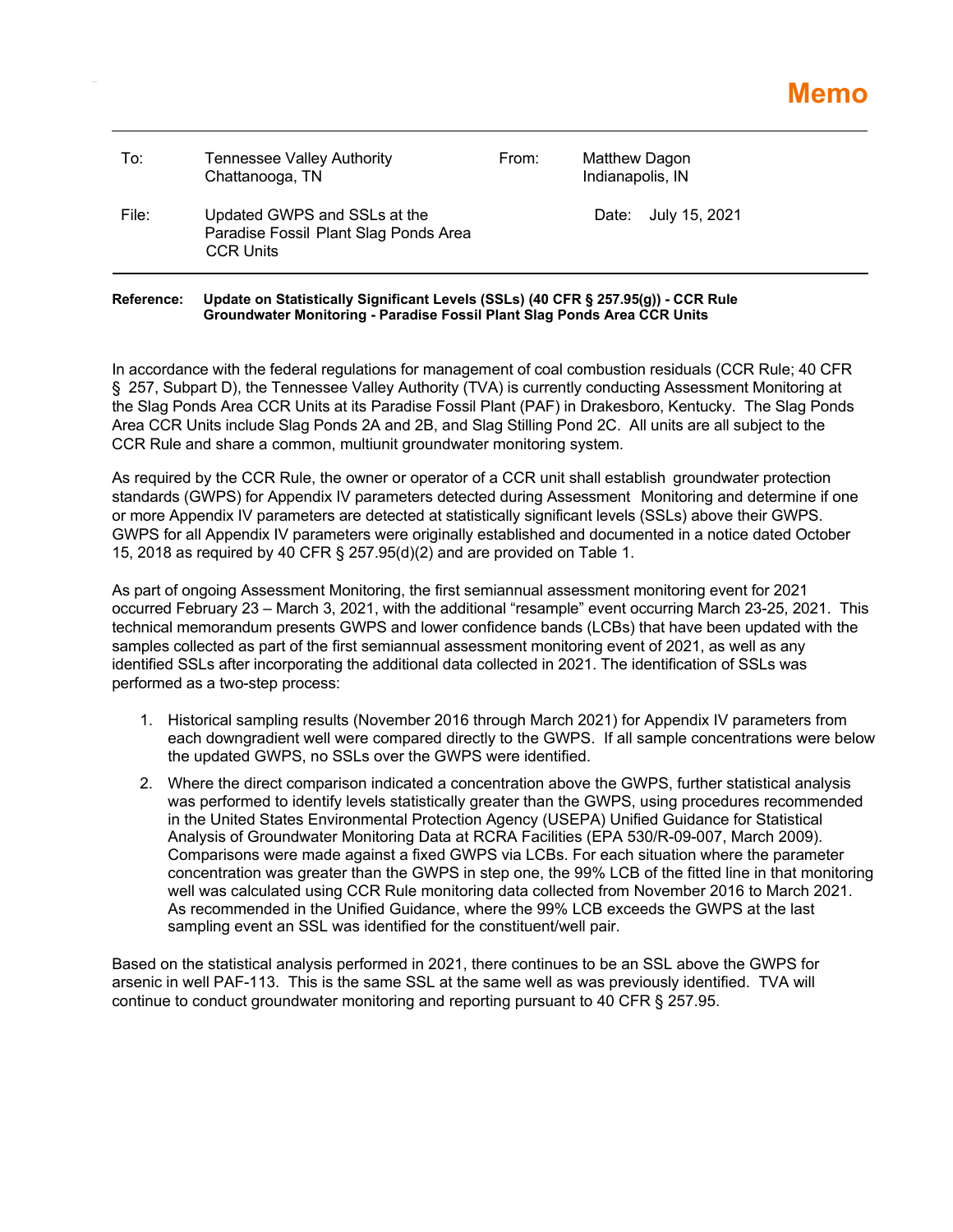# Memo

| | | | |
|---|---|---|---|
| To: | Tennessee Valley Authority<br>Chattanooga, TN | From: | Matthew Dagon<br>Indianapolis, IN |
| File: | Updated GWPS and SSLs at the Paradise Fossil Plant Slag Ponds Area CCR Units | | Date: July 15, 2021 |

**Reference: Update on Statistically Significant Levels (SSLs) (40 CFR § 257.95(g)) - CCR Rule Groundwater Monitoring - Paradise Fossil Plant Slag Ponds Area CCR Units**

In accordance with the federal regulations for management of coal combustion residuals (CCR Rule; 40 CFR § 257, Subpart D), the Tennessee Valley Authority (TVA) is currently conducting Assessment Monitoring at the Slag Ponds Area CCR Units at its Paradise Fossil Plant (PAF) in Drakesboro, Kentucky. The Slag Ponds Area CCR Units include Slag Ponds 2A and 2B, and Slag Stilling Pond 2C. All units are all subject to the CCR Rule and share a common, multiunit groundwater monitoring system.

As required by the CCR Rule, the owner or operator of a CCR unit shall establish groundwater protection standards (GWPS) for Appendix IV parameters detected during Assessment Monitoring and determine if one or more Appendix IV parameters are detected at statistically significant levels (SSLs) above their GWPS. GWPS for all Appendix IV parameters were originally established and documented in a notice dated October 15, 2018 as required by 40 CFR § 257.95(d)(2) and are provided on Table 1.

As part of ongoing Assessment Monitoring, the first semiannual assessment monitoring event for 2021 occurred February 23 – March 3, 2021, with the additional "resample" event occurring March 23-25, 2021. This technical memorandum presents GWPS and lower confidence bands (LCBs) that have been updated with the samples collected as part of the first semiannual assessment monitoring event of 2021, as well as any identified SSLs after incorporating the additional data collected in 2021. The identification of SSLs was performed as a two-step process:

1. Historical sampling results (November 2016 through March 2021) for Appendix IV parameters from each downgradient well were compared directly to the GWPS. If all sample concentrations were below the updated GWPS, no SSLs over the GWPS were identified.
2. Where the direct comparison indicated a concentration above the GWPS, further statistical analysis was performed to identify levels statistically greater than the GWPS, using procedures recommended in the United States Environmental Protection Agency (USEPA) Unified Guidance for Statistical Analysis of Groundwater Monitoring Data at RCRA Facilities (EPA 530/R-09-007, March 2009). Comparisons were made against a fixed GWPS via LCBs. For each situation where the parameter concentration was greater than the GWPS in step one, the 99% LCB of the fitted line in that monitoring well was calculated using CCR Rule monitoring data collected from November 2016 to March 2021. As recommended in the Unified Guidance, where the 99% LCB exceeds the GWPS at the last sampling event an SSL was identified for the constituent/well pair.

Based on the statistical analysis performed in 2021, there continues to be an SSL above the GWPS for arsenic in well PAF-113. This is the same SSL at the same well as was previously identified. TVA will continue to conduct groundwater monitoring and reporting pursuant to 40 CFR § 257.95.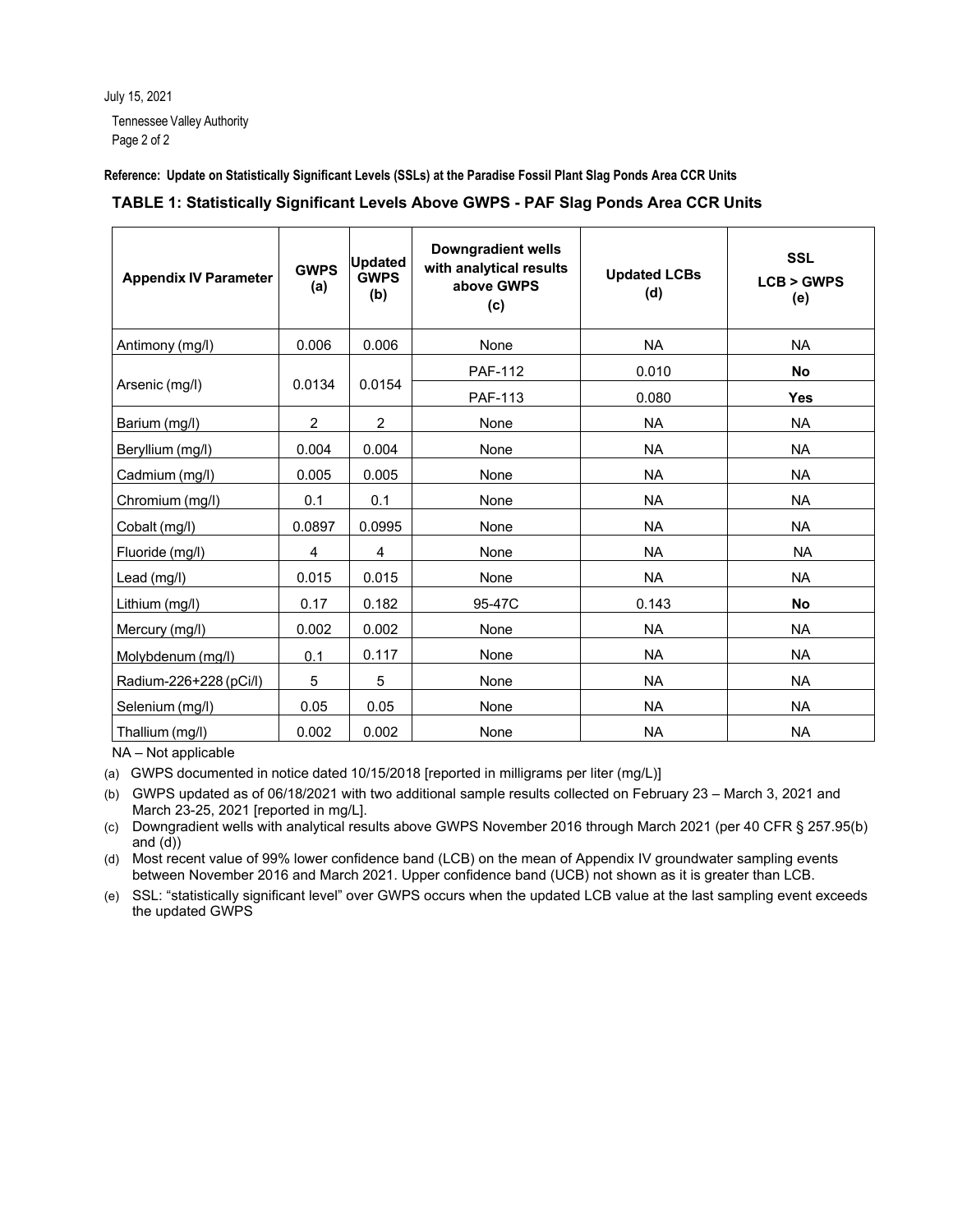**Reference: Update on Statistically Significant Levels (SSLs) at the Paradise Fossil Plant Slag Ponds Area CCR Units**

**TABLE 1: Statistically Significant Levels Above GWPS - PAF Slag Ponds Area CCR Units**

| Appendix IV Parameter | GWPS (a) | Updated GWPS (b) | Downgradient wells with analytical results above GWPS (c) | Updated LCBs (d) | SSL LCB > GWPS (e) |
|---|---|---|---|---|---|
| Antimony (mg/l) | 0.006 | 0.006 | None | NA | NA |
| Arsenic (mg/l) | 0.0134 | 0.0154 | PAF-112 | 0.010 | **No** |
| | | | PAF-113 | 0.080 | **Yes** |
| Barium (mg/l) | 2 | 2 | None | NA | NA |
| Beryllium (mg/l) | 0.004 | 0.004 | None | NA | NA |
| Cadmium (mg/l) | 0.005 | 0.005 | None | NA | NA |
| Chromium (mg/l) | 0.1 | 0.1 | None | NA | NA |
| Cobalt (mg/l) | 0.0897 | 0.0995 | None | NA | NA |
| Fluoride (mg/l) | 4 | 4 | None | NA | NA |
| Lead (mg/l) | 0.015 | 0.015 | None | NA | NA |
| Lithium (mg/l) | 0.17 | 0.182 | 95-47C | 0.143 | **No** |
| Mercury (mg/l) | 0.002 | 0.002 | None | NA | NA |
| Molybdenum (mg/l) | 0.1 | 0.117 | None | NA | NA |
| Radium-226+228 (pCi/l) | 5 | 5 | None | NA | NA |
| Selenium (mg/l) | 0.05 | 0.05 | None | NA | NA |
| Thallium (mg/l) | 0.002 | 0.002 | None | NA | NA |

NA – Not applicable

(a) GWPS documented in notice dated 10/15/2018 [reported in milligrams per liter (mg/L)]

(b) GWPS updated as of 06/18/2021 with two additional sample results collected on February 23 – March 3, 2021 and March 23-25, 2021 [reported in mg/L].

(c) Downgradient wells with analytical results above GWPS November 2016 through March 2021 (per 40 CFR § 257.95(b) and (d))

(d) Most recent value of 99% lower confidence band (LCB) on the mean of Appendix IV groundwater sampling events between November 2016 and March 2021. Upper confidence band (UCB) not shown as it is greater than LCB.

(e) SSL: "statistically significant level" over GWPS occurs when the updated LCB value at the last sampling event exceeds the updated GWPS